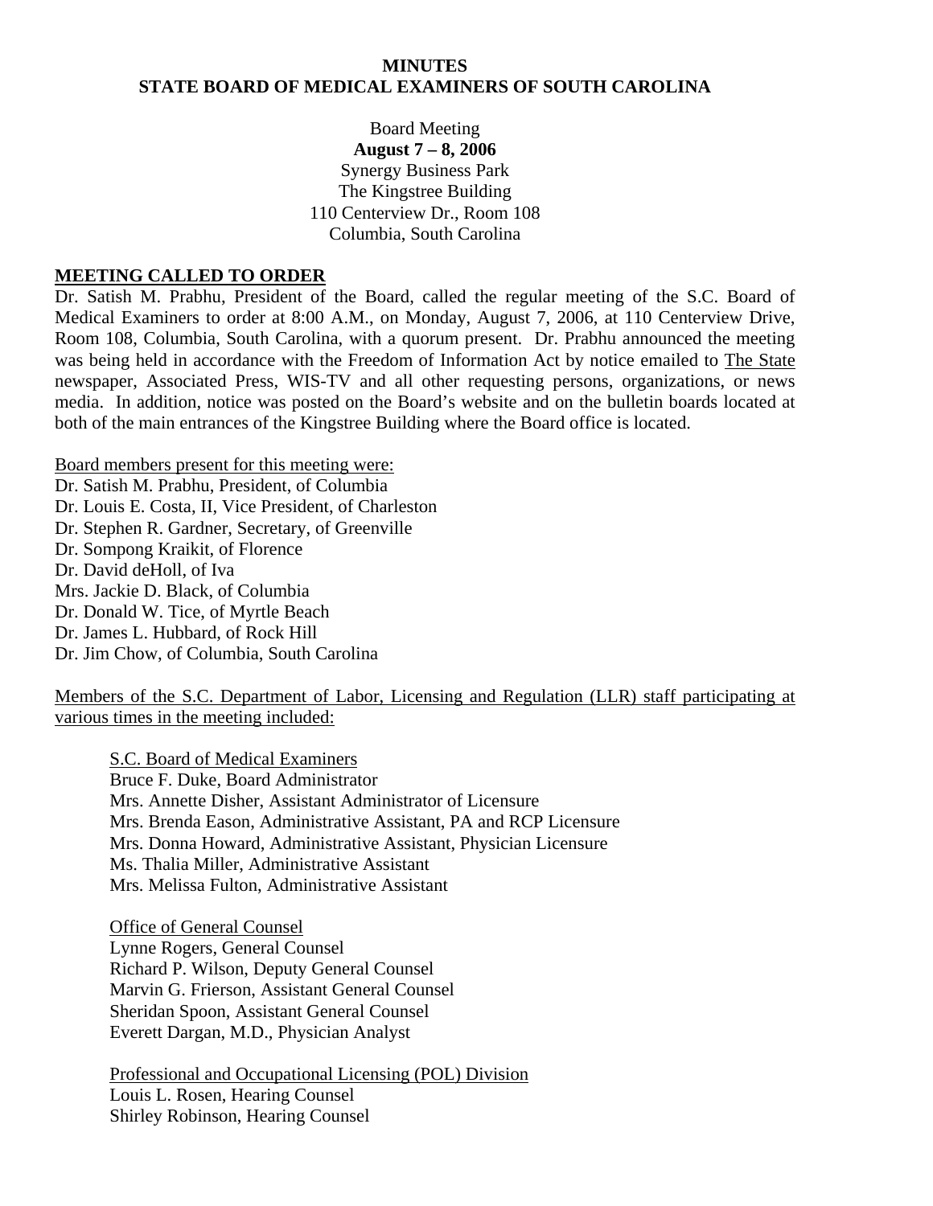# MINUTES
# STATE BOARD OF MEDICAL EXAMINERS OF SOUTH CAROLINA

Board Meeting
**August 7 – 8, 2006**
Synergy Business Park
The Kingstree Building
110 Centerview Dr., Room 108
Columbia, South Carolina

## MEETING CALLED TO ORDER

Dr. Satish M. Prabhu, President of the Board, called the regular meeting of the S.C. Board of Medical Examiners to order at 8:00 A.M., on Monday, August 7, 2006, at 110 Centerview Drive, Room 108, Columbia, South Carolina, with a quorum present. Dr. Prabhu announced the meeting was being held in accordance with the Freedom of Information Act by notice emailed to The State newspaper, Associated Press, WIS-TV and all other requesting persons, organizations, or news media. In addition, notice was posted on the Board's website and on the bulletin boards located at both of the main entrances of the Kingstree Building where the Board office is located.

Board members present for this meeting were:
Dr. Satish M. Prabhu, President, of Columbia
Dr. Louis E. Costa, II, Vice President, of Charleston
Dr. Stephen R. Gardner, Secretary, of Greenville
Dr. Sompong Kraikit, of Florence
Dr. David deHoll, of Iva
Mrs. Jackie D. Black, of Columbia
Dr. Donald W. Tice, of Myrtle Beach
Dr. James L. Hubbard, of Rock Hill
Dr. Jim Chow, of Columbia, South Carolina

Members of the S.C. Department of Labor, Licensing and Regulation (LLR) staff participating at various times in the meeting included:

S.C. Board of Medical Examiners
Bruce F. Duke, Board Administrator
Mrs. Annette Disher, Assistant Administrator of Licensure
Mrs. Brenda Eason, Administrative Assistant, PA and RCP Licensure
Mrs. Donna Howard, Administrative Assistant, Physician Licensure
Ms. Thalia Miller, Administrative Assistant
Mrs. Melissa Fulton, Administrative Assistant

Office of General Counsel
Lynne Rogers, General Counsel
Richard P. Wilson, Deputy General Counsel
Marvin G. Frierson, Assistant General Counsel
Sheridan Spoon, Assistant General Counsel
Everett Dargan, M.D., Physician Analyst

Professional and Occupational Licensing (POL) Division
Louis L. Rosen, Hearing Counsel
Shirley Robinson, Hearing Counsel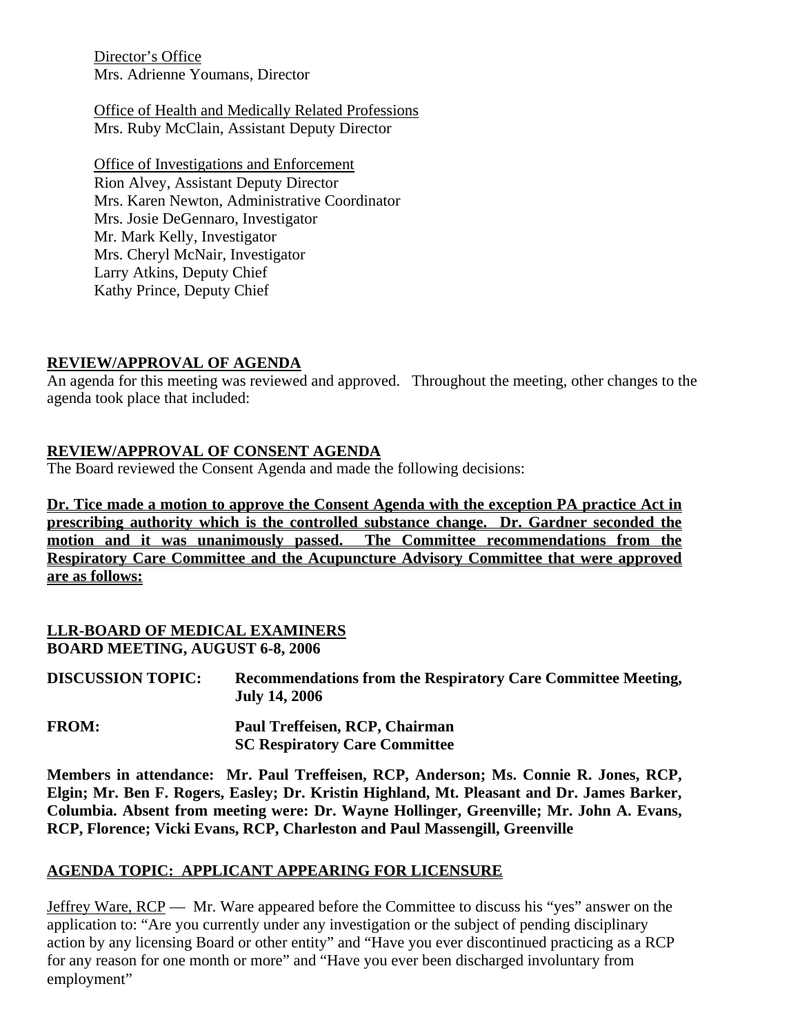Director's Office
Mrs. Adrienne Youmans, Director

Office of Health and Medically Related Professions
Mrs. Ruby McClain, Assistant Deputy Director

Office of Investigations and Enforcement
Rion Alvey, Assistant Deputy Director
Mrs. Karen Newton, Administrative Coordinator
Mrs. Josie DeGennaro, Investigator
Mr. Mark Kelly, Investigator
Mrs. Cheryl McNair, Investigator
Larry Atkins, Deputy Chief
Kathy Prince, Deputy Chief

**REVIEW/APPROVAL OF AGENDA**

An agenda for this meeting was reviewed and approved. Throughout the meeting, other changes to the agenda took place that included:

**REVIEW/APPROVAL OF CONSENT AGENDA**

The Board reviewed the Consent Agenda and made the following decisions:

**Dr. Tice made a motion to approve the Consent Agenda with the exception PA practice Act in prescribing authority which is the controlled substance change. Dr. Gardner seconded the motion and it was unanimously passed. The Committee recommendations from the Respiratory Care Committee and the Acupuncture Advisory Committee that were approved are as follows:**

**LLR-BOARD OF MEDICAL EXAMINERS**
**BOARD MEETING, AUGUST 6-8, 2006**

**DISCUSSION TOPIC:** **Recommendations from the Respiratory Care Committee Meeting, July 14, 2006**

**FROM:** **Paul Treffeisen, RCP, Chairman**
**SC Respiratory Care Committee**

**Members in attendance: Mr. Paul Treffeisen, RCP, Anderson; Ms. Connie R. Jones, RCP, Elgin; Mr. Ben F. Rogers, Easley; Dr. Kristin Highland, Mt. Pleasant and Dr. James Barker, Columbia. Absent from meeting were: Dr. Wayne Hollinger, Greenville; Mr. John A. Evans, RCP, Florence; Vicki Evans, RCP, Charleston and Paul Massengill, Greenville**

**AGENDA TOPIC: APPLICANT APPEARING FOR LICENSURE**

Jeffrey Ware, RCP — Mr. Ware appeared before the Committee to discuss his "yes" answer on the application to: "Are you currently under any investigation or the subject of pending disciplinary action by any licensing Board or other entity" and "Have you ever discontinued practicing as a RCP for any reason for one month or more" and "Have you ever been discharged involuntary from employment"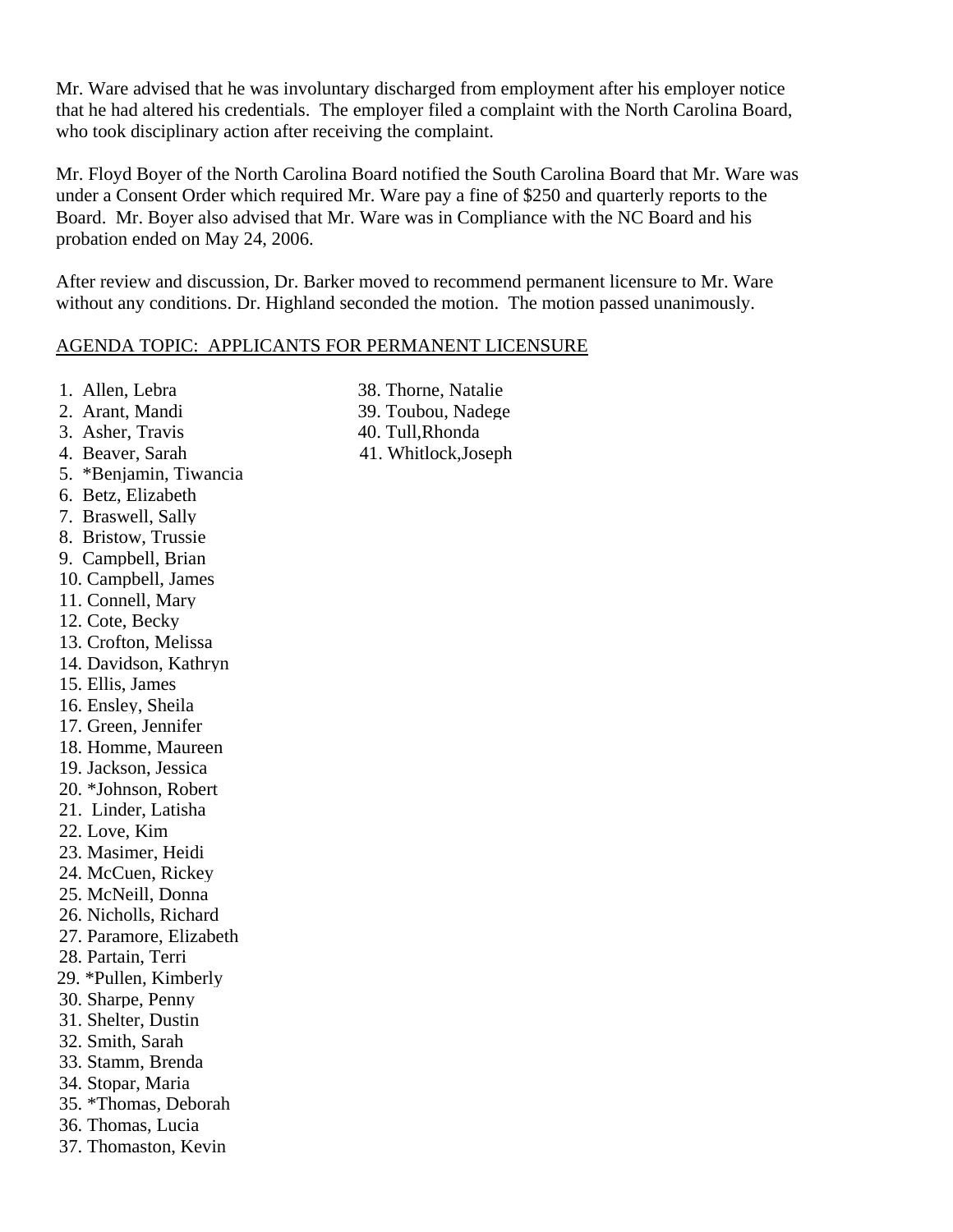Mr. Ware advised that he was involuntary discharged from employment after his employer notice that he had altered his credentials. The employer filed a complaint with the North Carolina Board, who took disciplinary action after receiving the complaint.

Mr. Floyd Boyer of the North Carolina Board notified the South Carolina Board that Mr. Ware was under a Consent Order which required Mr. Ware pay a fine of $250 and quarterly reports to the Board. Mr. Boyer also advised that Mr. Ware was in Compliance with the NC Board and his probation ended on May 24, 2006.

After review and discussion, Dr. Barker moved to recommend permanent licensure to Mr. Ware without any conditions. Dr. Highland seconded the motion. The motion passed unanimously.

AGENDA TOPIC: APPLICANTS FOR PERMANENT LICENSURE

1. Allen, Lebra
2. Arant, Mandi
3. Asher, Travis
4. Beaver, Sarah
5. *Benjamin, Tiwancia
6. Betz, Elizabeth
7. Braswell, Sally
8. Bristow, Trussie
9. Campbell, Brian
10. Campbell, James
11. Connell, Mary
12. Cote, Becky
13. Crofton, Melissa
14. Davidson, Kathryn
15. Ellis, James
16. Ensley, Sheila
17. Green, Jennifer
18. Homme, Maureen
19. Jackson, Jessica
20. *Johnson, Robert
21. Linder, Latisha
22. Love, Kim
23. Masimer, Heidi
24. McCuen, Rickey
25. McNeill, Donna
26. Nicholls, Richard
27. Paramore, Elizabeth
28. Partain, Terri
29. *Pullen, Kimberly
30. Sharpe, Penny
31. Shelter, Dustin
32. Smith, Sarah
33. Stamm, Brenda
34. Stopar, Maria
35. *Thomas, Deborah
36. Thomas, Lucia
37. Thomaston, Kevin
38. Thorne, Natalie
39. Toubou, Nadege
40. Tull,Rhonda
41. Whitlock,Joseph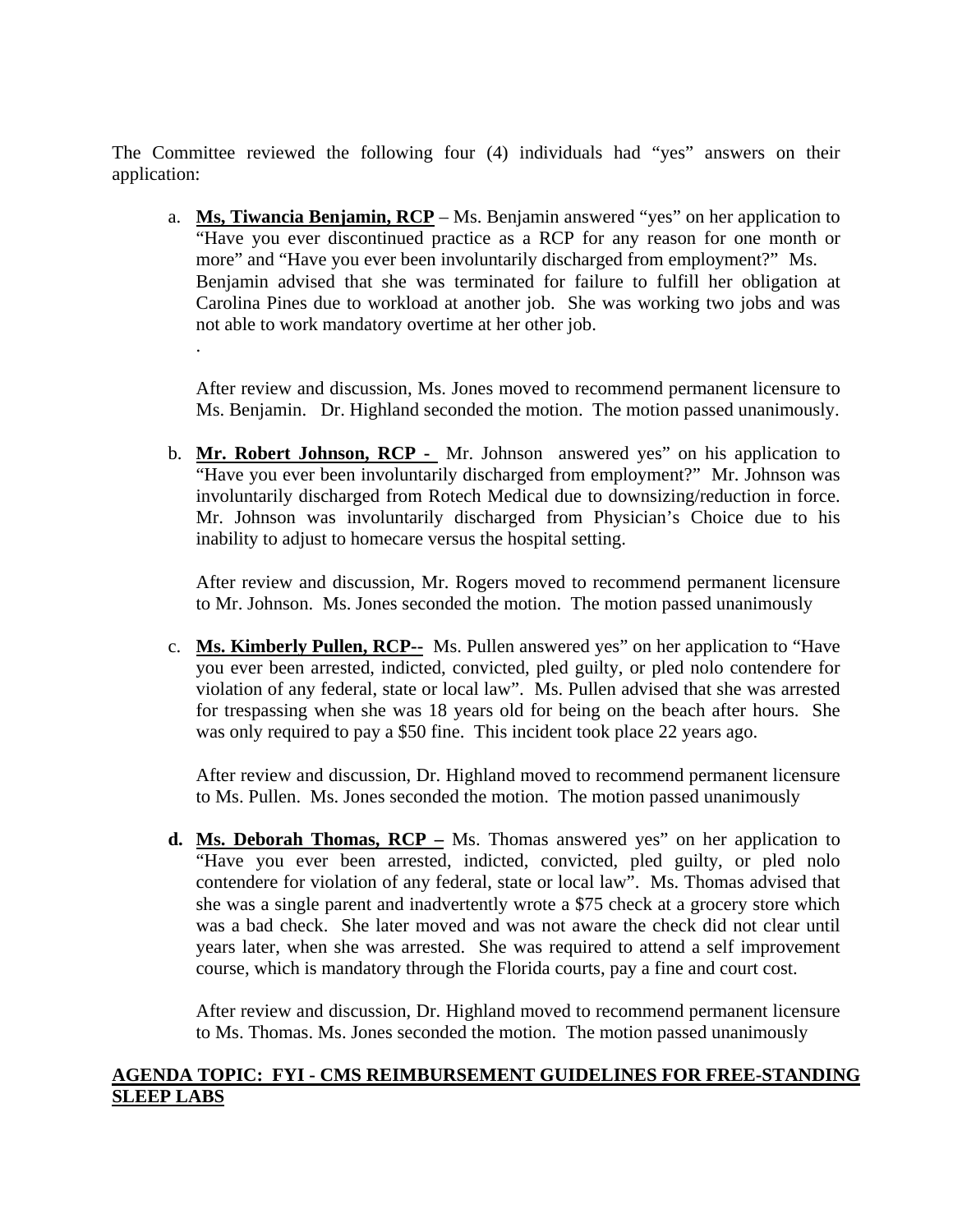The Committee reviewed the following four (4) individuals had "yes" answers on their application:

a. **Ms, Tiwancia Benjamin, RCP** – Ms. Benjamin answered "yes" on her application to "Have you ever discontinued practice as a RCP for any reason for one month or more" and "Have you ever been involuntarily discharged from employment?" Ms. Benjamin advised that she was terminated for failure to fulfill her obligation at Carolina Pines due to workload at another job. She was working two jobs and was not able to work mandatory overtime at her other job.
.

   After review and discussion, Ms. Jones moved to recommend permanent licensure to Ms. Benjamin. Dr. Highland seconded the motion. The motion passed unanimously.

b. **Mr. Robert Johnson, RCP -** Mr. Johnson answered yes" on his application to "Have you ever been involuntarily discharged from employment?" Mr. Johnson was involuntarily discharged from Rotech Medical due to downsizing/reduction in force. Mr. Johnson was involuntarily discharged from Physician's Choice due to his inability to adjust to homecare versus the hospital setting.

   After review and discussion, Mr. Rogers moved to recommend permanent licensure to Mr. Johnson. Ms. Jones seconded the motion. The motion passed unanimously

c. **Ms. Kimberly Pullen, RCP--** Ms. Pullen answered yes" on her application to "Have you ever been arrested, indicted, convicted, pled guilty, or pled nolo contendere for violation of any federal, state or local law". Ms. Pullen advised that she was arrested for trespassing when she was 18 years old for being on the beach after hours. She was only required to pay a $50 fine. This incident took place 22 years ago.

   After review and discussion, Dr. Highland moved to recommend permanent licensure to Ms. Pullen. Ms. Jones seconded the motion. The motion passed unanimously

**d.** **Ms. Deborah Thomas, RCP –** Ms. Thomas answered yes" on her application to "Have you ever been arrested, indicted, convicted, pled guilty, or pled nolo contendere for violation of any federal, state or local law". Ms. Thomas advised that she was a single parent and inadvertently wrote a $75 check at a grocery store which was a bad check. She later moved and was not aware the check did not clear until years later, when she was arrested. She was required to attend a self improvement course, which is mandatory through the Florida courts, pay a fine and court cost.

   After review and discussion, Dr. Highland moved to recommend permanent licensure to Ms. Thomas. Ms. Jones seconded the motion. The motion passed unanimously

**AGENDA TOPIC: FYI - CMS REIMBURSEMENT GUIDELINES FOR FREE-STANDING SLEEP LABS**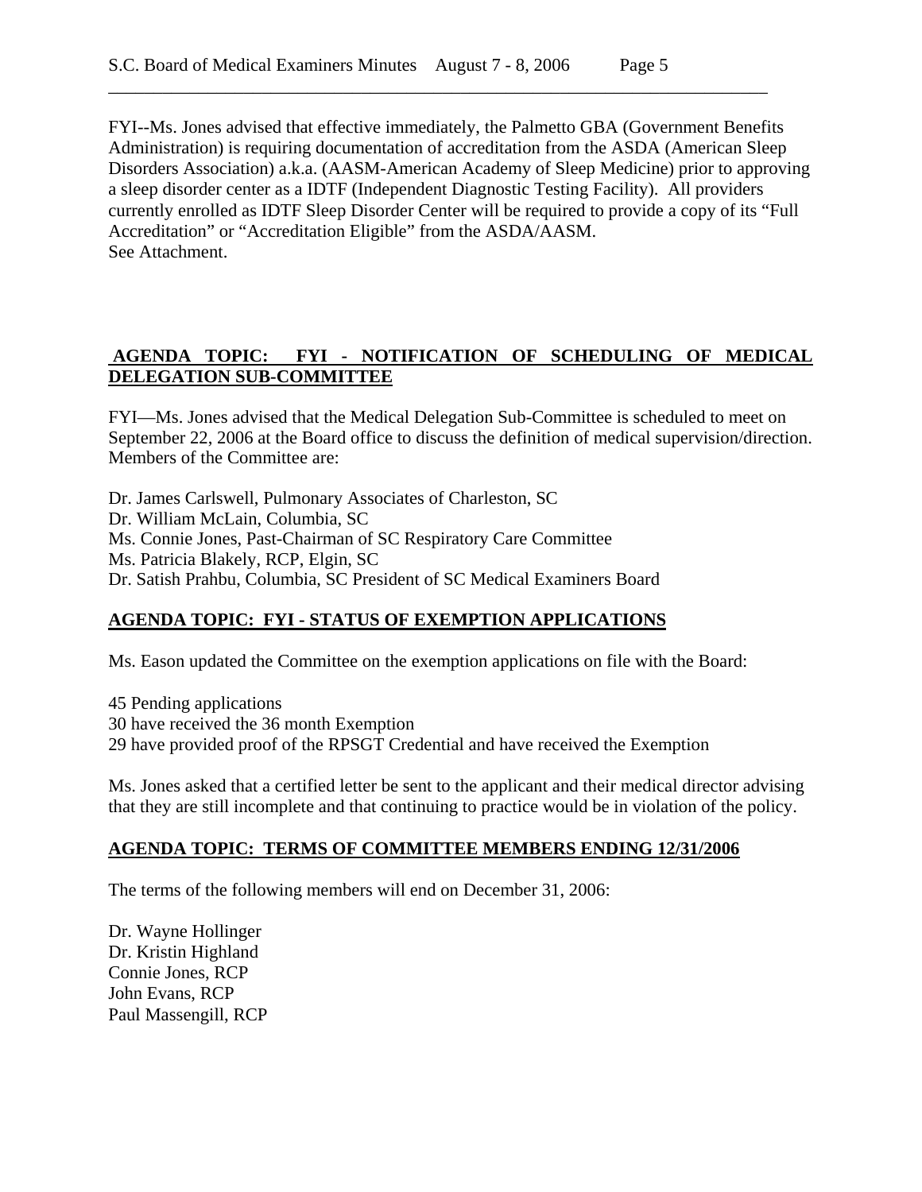FYI--Ms. Jones advised that effective immediately, the Palmetto GBA (Government Benefits Administration) is requiring documentation of accreditation from the ASDA (American Sleep Disorders Association) a.k.a. (AASM-American Academy of Sleep Medicine) prior to approving a sleep disorder center as a IDTF (Independent Diagnostic Testing Facility). All providers currently enrolled as IDTF Sleep Disorder Center will be required to provide a copy of its "Full Accreditation" or "Accreditation Eligible" from the ASDA/AASM.
See Attachment.

**AGENDA TOPIC: FYI - NOTIFICATION OF SCHEDULING OF MEDICAL DELEGATION SUB-COMMITTEE**

FYI—Ms. Jones advised that the Medical Delegation Sub-Committee is scheduled to meet on September 22, 2006 at the Board office to discuss the definition of medical supervision/direction. Members of the Committee are:

Dr. James Carlswell, Pulmonary Associates of Charleston, SC
Dr. William McLain, Columbia, SC
Ms. Connie Jones, Past-Chairman of SC Respiratory Care Committee
Ms. Patricia Blakely, RCP, Elgin, SC
Dr. Satish Prahbu, Columbia, SC President of SC Medical Examiners Board

**AGENDA TOPIC: FYI - STATUS OF EXEMPTION APPLICATIONS**

Ms. Eason updated the Committee on the exemption applications on file with the Board:

45 Pending applications
30 have received the 36 month Exemption
29 have provided proof of the RPSGT Credential and have received the Exemption

Ms. Jones asked that a certified letter be sent to the applicant and their medical director advising that they are still incomplete and that continuing to practice would be in violation of the policy.

**AGENDA TOPIC: TERMS OF COMMITTEE MEMBERS ENDING 12/31/2006**

The terms of the following members will end on December 31, 2006:

Dr. Wayne Hollinger
Dr. Kristin Highland
Connie Jones, RCP
John Evans, RCP
Paul Massengill, RCP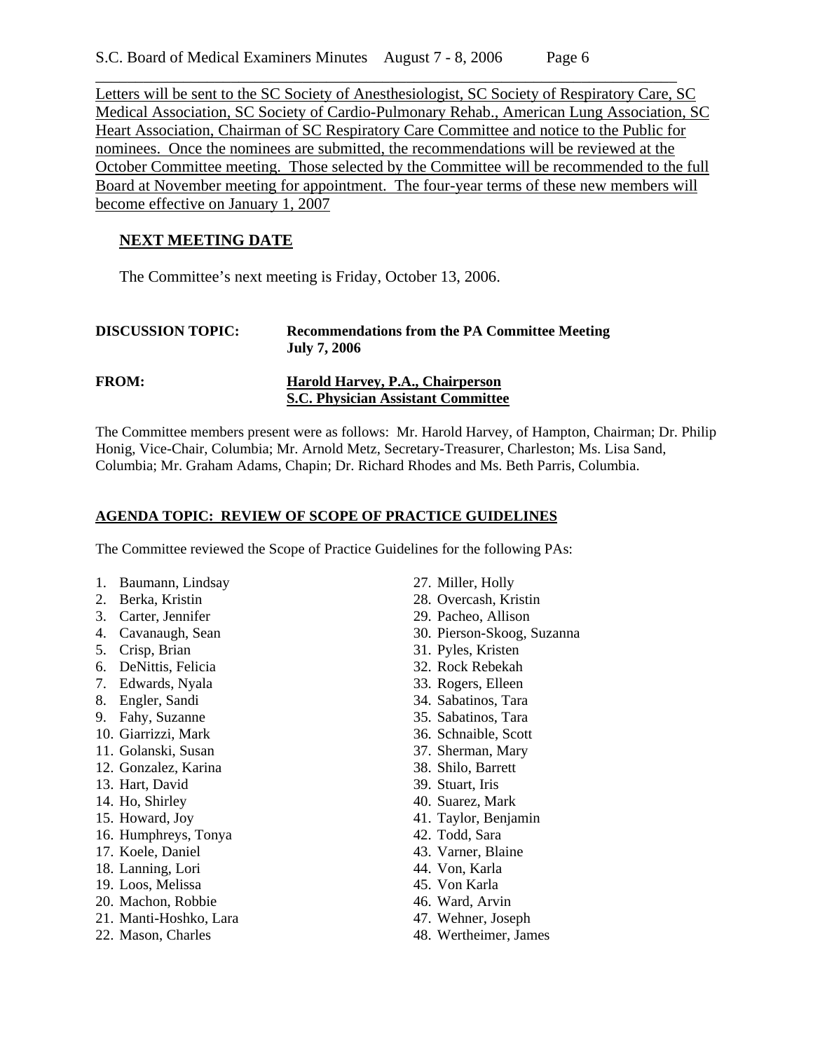Letters will be sent to the SC Society of Anesthesiologist, SC Society of Respiratory Care, SC Medical Association, SC Society of Cardio-Pulmonary Rehab., American Lung Association, SC Heart Association, Chairman of SC Respiratory Care Committee and notice to the Public for nominees. Once the nominees are submitted, the recommendations will be reviewed at the October Committee meeting. Those selected by the Committee will be recommended to the full Board at November meeting for appointment. The four-year terms of these new members will become effective on January 1, 2007

**NEXT MEETING DATE**

The Committee's next meeting is Friday, October 13, 2006.

**DISCUSSION TOPIC:** **Recommendations from the PA Committee Meeting July 7, 2006**

**FROM:** **Harold Harvey, P.A., Chairperson**
**S.C. Physician Assistant Committee**

The Committee members present were as follows: Mr. Harold Harvey, of Hampton, Chairman; Dr. Philip Honig, Vice-Chair, Columbia; Mr. Arnold Metz, Secretary-Treasurer, Charleston; Ms. Lisa Sand, Columbia; Mr. Graham Adams, Chapin; Dr. Richard Rhodes and Ms. Beth Parris, Columbia.

**AGENDA TOPIC: REVIEW OF SCOPE OF PRACTICE GUIDELINES**

The Committee reviewed the Scope of Practice Guidelines for the following PAs:

1. Baumann, Lindsay
2. Berka, Kristin
3. Carter, Jennifer
4. Cavanaugh, Sean
5. Crisp, Brian
6. DeNittis, Felicia
7. Edwards, Nyala
8. Engler, Sandi
9. Fahy, Suzanne
10. Giarrizzi, Mark
11. Golanski, Susan
12. Gonzalez, Karina
13. Hart, David
14. Ho, Shirley
15. Howard, Joy
16. Humphreys, Tonya
17. Koele, Daniel
18. Lanning, Lori
19. Loos, Melissa
20. Machon, Robbie
21. Manti-Hoshko, Lara
22. Mason, Charles
27. Miller, Holly
28. Overcash, Kristin
29. Pacheo, Allison
30. Pierson-Skoog, Suzanna
31. Pyles, Kristen
32. Rock Rebekah
33. Rogers, Elleen
34. Sabatinos, Tara
35. Sabatinos, Tara
36. Schnaible, Scott
37. Sherman, Mary
38. Shilo, Barrett
39. Stuart, Iris
40. Suarez, Mark
41. Taylor, Benjamin
42. Todd, Sara
43. Varner, Blaine
44. Von, Karla
45. Von Karla
46. Ward, Arvin
47. Wehner, Joseph
48. Wertheimer, James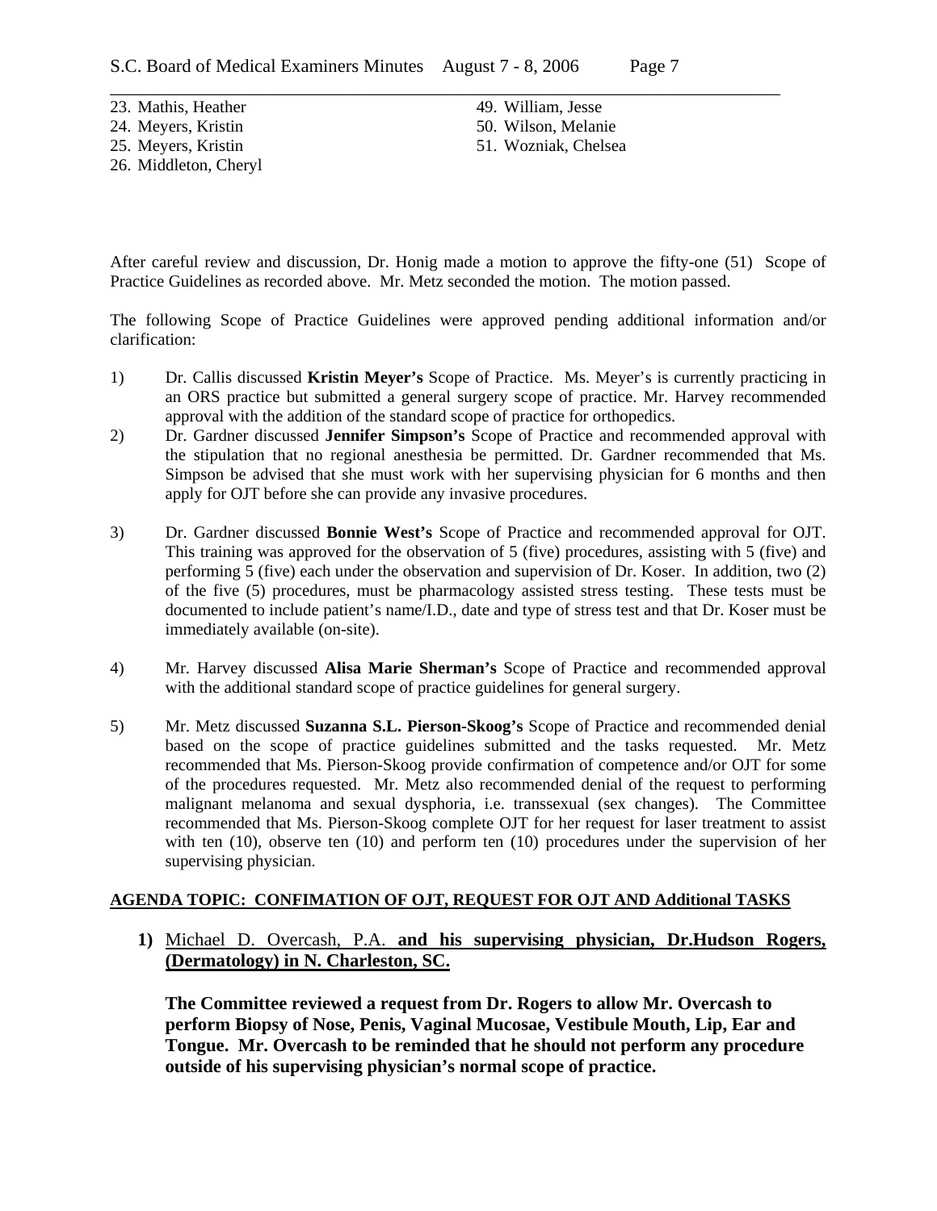23. Mathis, Heather
24. Meyers, Kristin
25. Meyers, Kristin
26. Middleton, Cheryl
49. William, Jesse
50. Wilson, Melanie
51. Wozniak, Chelsea

After careful review and discussion, Dr. Honig made a motion to approve the fifty-one (51) Scope of Practice Guidelines as recorded above. Mr. Metz seconded the motion. The motion passed.

The following Scope of Practice Guidelines were approved pending additional information and/or clarification:

1) Dr. Callis discussed **Kristin Meyer's** Scope of Practice. Ms. Meyer's is currently practicing in an ORS practice but submitted a general surgery scope of practice. Mr. Harvey recommended approval with the addition of the standard scope of practice for orthopedics.

2) Dr. Gardner discussed **Jennifer Simpson's** Scope of Practice and recommended approval with the stipulation that no regional anesthesia be permitted. Dr. Gardner recommended that Ms. Simpson be advised that she must work with her supervising physician for 6 months and then apply for OJT before she can provide any invasive procedures.

3) Dr. Gardner discussed **Bonnie West's** Scope of Practice and recommended approval for OJT. This training was approved for the observation of 5 (five) procedures, assisting with 5 (five) and performing 5 (five) each under the observation and supervision of Dr. Koser. In addition, two (2) of the five (5) procedures, must be pharmacology assisted stress testing. These tests must be documented to include patient's name/I.D., date and type of stress test and that Dr. Koser must be immediately available (on-site).

4) Mr. Harvey discussed **Alisa Marie Sherman's** Scope of Practice and recommended approval with the additional standard scope of practice guidelines for general surgery.

5) Mr. Metz discussed **Suzanna S.L. Pierson-Skoog's** Scope of Practice and recommended denial based on the scope of practice guidelines submitted and the tasks requested. Mr. Metz recommended that Ms. Pierson-Skoog provide confirmation of competence and/or OJT for some of the procedures requested. Mr. Metz also recommended denial of the request to performing malignant melanoma and sexual dysphoria, i.e. transsexual (sex changes). The Committee recommended that Ms. Pierson-Skoog complete OJT for her request for laser treatment to assist with ten (10), observe ten (10) and perform ten (10) procedures under the supervision of her supervising physician.

**AGENDA TOPIC: CONFIMATION OF OJT, REQUEST FOR OJT AND Additional TASKS**

**1)** Michael D. Overcash, P.A. **and his supervising physician, Dr.Hudson Rogers, (Dermatology) in N. Charleston, SC.**

**The Committee reviewed a request from Dr. Rogers to allow Mr. Overcash to perform Biopsy of Nose, Penis, Vaginal Mucosae, Vestibule Mouth, Lip, Ear and Tongue. Mr. Overcash to be reminded that he should not perform any procedure outside of his supervising physician's normal scope of practice.**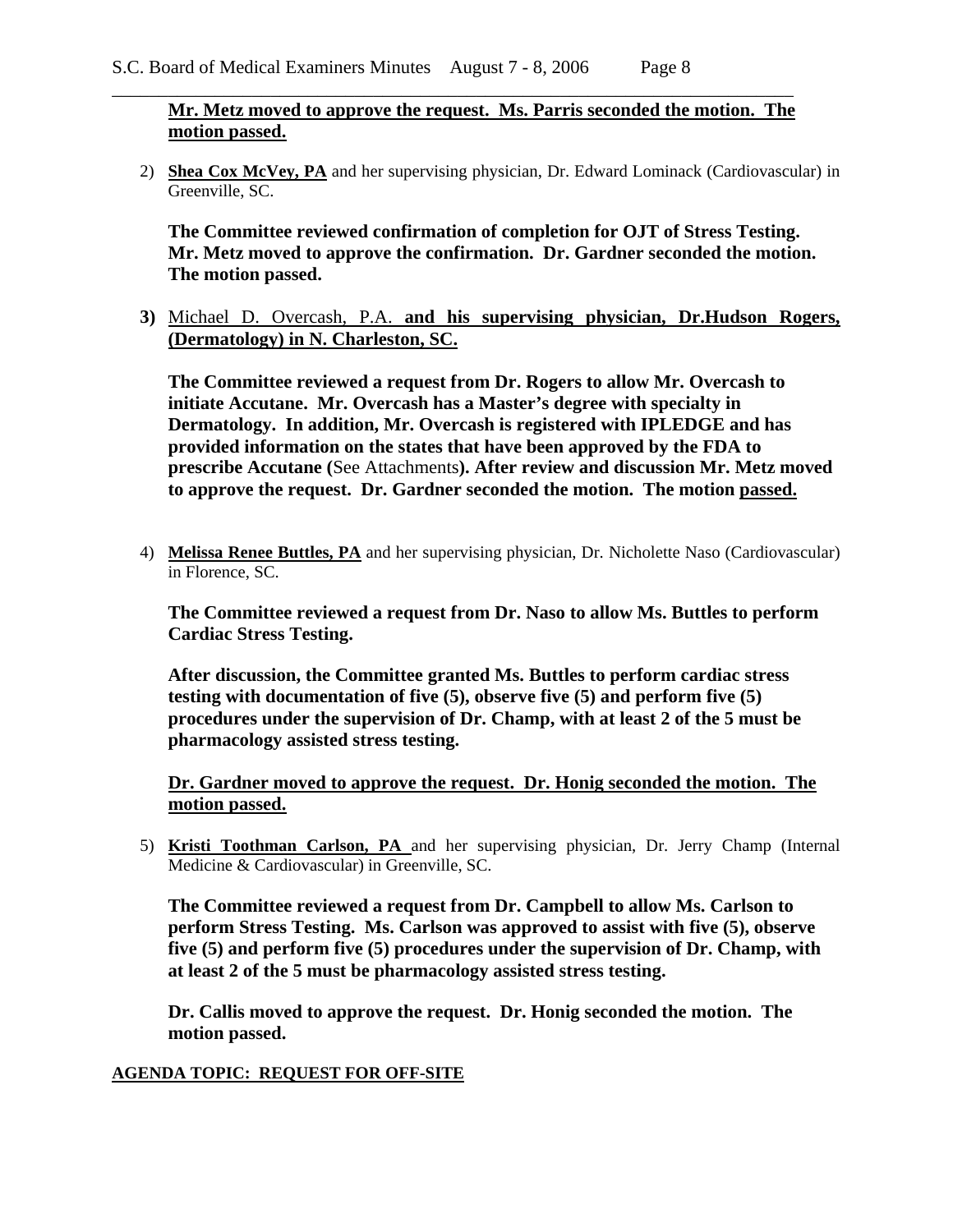**Mr. Metz moved to approve the request. Ms. Parris seconded the motion. The motion passed.**

2) **Shea Cox McVey, PA** and her supervising physician, Dr. Edward Lominack (Cardiovascular) in Greenville, SC.

   **The Committee reviewed confirmation of completion for OJT of Stress Testing. Mr. Metz moved to approve the confirmation. Dr. Gardner seconded the motion. The motion passed.**

3) Michael D. Overcash, P.A. **and his supervising physician, Dr.Hudson Rogers, (Dermatology) in N. Charleston, SC.**

   **The Committee reviewed a request from Dr. Rogers to allow Mr. Overcash to initiate Accutane. Mr. Overcash has a Master's degree with specialty in Dermatology. In addition, Mr. Overcash is registered with IPLEDGE and has provided information on the states that have been approved by the FDA to prescribe Accutane (**See Attachments**). After review and discussion Mr. Metz moved to approve the request. Dr. Gardner seconded the motion. The motion passed.**

4) **Melissa Renee Buttles, PA** and her supervising physician, Dr. Nicholette Naso (Cardiovascular) in Florence, SC.

   **The Committee reviewed a request from Dr. Naso to allow Ms. Buttles to perform Cardiac Stress Testing.**

   **After discussion, the Committee granted Ms. Buttles to perform cardiac stress testing with documentation of five (5), observe five (5) and perform five (5) procedures under the supervision of Dr. Champ, with at least 2 of the 5 must be pharmacology assisted stress testing.**

   **Dr. Gardner moved to approve the request. Dr. Honig seconded the motion. The motion passed.**

5) **Kristi Toothman Carlson, PA** and her supervising physician, Dr. Jerry Champ (Internal Medicine & Cardiovascular) in Greenville, SC.

   **The Committee reviewed a request from Dr. Campbell to allow Ms. Carlson to perform Stress Testing. Ms. Carlson was approved to assist with five (5), observe five (5) and perform five (5) procedures under the supervision of Dr. Champ, with at least 2 of the 5 must be pharmacology assisted stress testing.**

   **Dr. Callis moved to approve the request. Dr. Honig seconded the motion. The motion passed.**

**AGENDA TOPIC: REQUEST FOR OFF-SITE**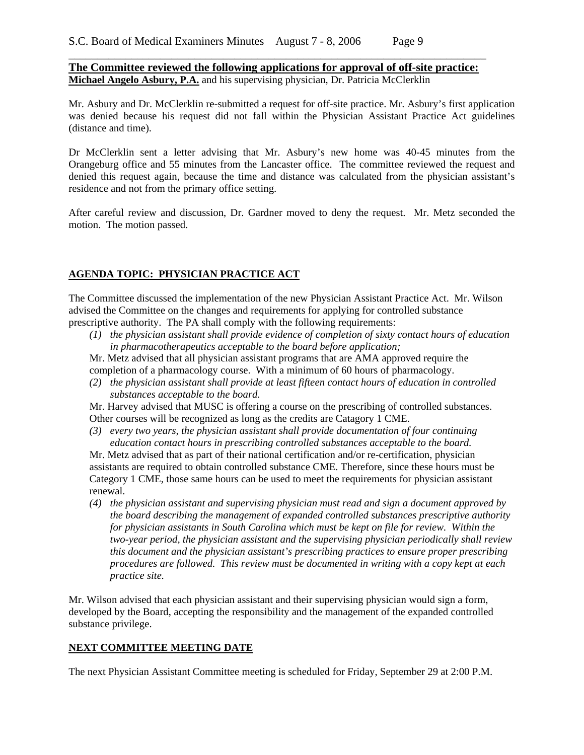**The Committee reviewed the following applications for approval of off-site practice:**
**Michael Angelo Asbury, P.A.** and his supervising physician, Dr. Patricia McClerklin

Mr. Asbury and Dr. McClerklin re-submitted a request for off-site practice. Mr. Asbury's first application was denied because his request did not fall within the Physician Assistant Practice Act guidelines (distance and time).

Dr McClerklin sent a letter advising that Mr. Asbury's new home was 40-45 minutes from the Orangeburg office and 55 minutes from the Lancaster office. The committee reviewed the request and denied this request again, because the time and distance was calculated from the physician assistant's residence and not from the primary office setting.

After careful review and discussion, Dr. Gardner moved to deny the request. Mr. Metz seconded the motion. The motion passed.

## AGENDA TOPIC: PHYSICIAN PRACTICE ACT

The Committee discussed the implementation of the new Physician Assistant Practice Act. Mr. Wilson advised the Committee on the changes and requirements for applying for controlled substance prescriptive authority. The PA shall comply with the following requirements:

*(1) the physician assistant shall provide evidence of completion of sixty contact hours of education in pharmacotherapeutics acceptable to the board before application;*

Mr. Metz advised that all physician assistant programs that are AMA approved require the completion of a pharmacology course. With a minimum of 60 hours of pharmacology.

*(2) the physician assistant shall provide at least fifteen contact hours of education in controlled substances acceptable to the board.*

Mr. Harvey advised that MUSC is offering a course on the prescribing of controlled substances. Other courses will be recognized as long as the credits are Catagory 1 CME.

*(3) every two years, the physician assistant shall provide documentation of four continuing education contact hours in prescribing controlled substances acceptable to the board.*

Mr. Metz advised that as part of their national certification and/or re-certification, physician assistants are required to obtain controlled substance CME. Therefore, since these hours must be Category 1 CME, those same hours can be used to meet the requirements for physician assistant renewal.

*(4) the physician assistant and supervising physician must read and sign a document approved by the board describing the management of expanded controlled substances prescriptive authority for physician assistants in South Carolina which must be kept on file for review. Within the two-year period, the physician assistant and the supervising physician periodically shall review this document and the physician assistant's prescribing practices to ensure proper prescribing procedures are followed. This review must be documented in writing with a copy kept at each practice site.*

Mr. Wilson advised that each physician assistant and their supervising physician would sign a form, developed by the Board, accepting the responsibility and the management of the expanded controlled substance privilege.

## NEXT COMMITTEE MEETING DATE

The next Physician Assistant Committee meeting is scheduled for Friday, September 29 at 2:00 P.M.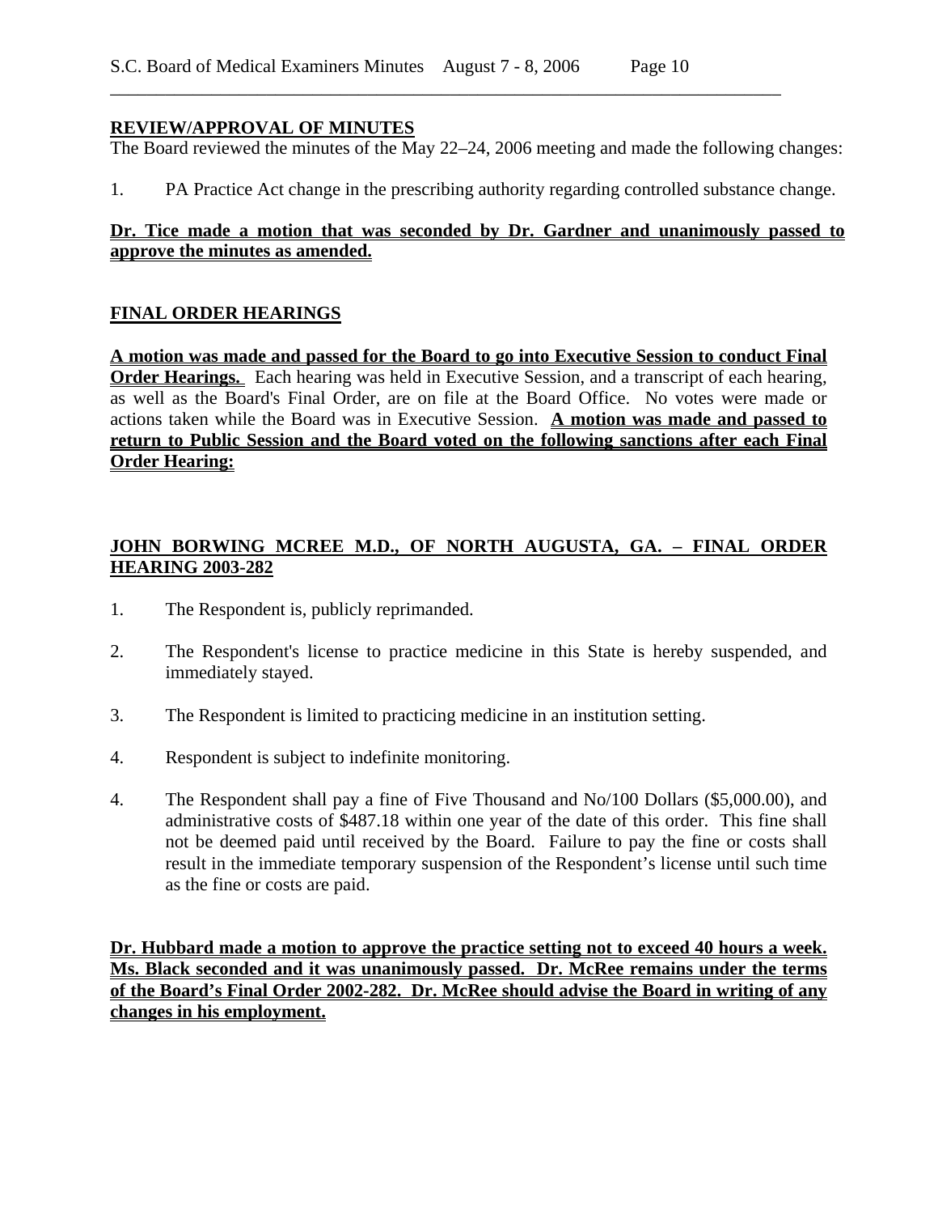**REVIEW/APPROVAL OF MINUTES**

The Board reviewed the minutes of the May 22–24, 2006 meeting and made the following changes:

1. PA Practice Act change in the prescribing authority regarding controlled substance change.

**Dr. Tice made a motion that was seconded by Dr. Gardner and unanimously passed to approve the minutes as amended.**

**FINAL ORDER HEARINGS**

**A motion was made and passed for the Board to go into Executive Session to conduct Final Order Hearings.** Each hearing was held in Executive Session, and a transcript of each hearing, as well as the Board's Final Order, are on file at the Board Office. No votes were made or actions taken while the Board was in Executive Session. **A motion was made and passed to return to Public Session and the Board voted on the following sanctions after each Final Order Hearing:**

**JOHN BORWING MCREE M.D., OF NORTH AUGUSTA, GA. – FINAL ORDER HEARING 2003-282**

1. The Respondent is, publicly reprimanded.

2. The Respondent's license to practice medicine in this State is hereby suspended, and immediately stayed.

3. The Respondent is limited to practicing medicine in an institution setting.

4. Respondent is subject to indefinite monitoring.

4. The Respondent shall pay a fine of Five Thousand and No/100 Dollars ($5,000.00), and administrative costs of $487.18 within one year of the date of this order. This fine shall not be deemed paid until received by the Board. Failure to pay the fine or costs shall result in the immediate temporary suspension of the Respondent's license until such time as the fine or costs are paid.

**Dr. Hubbard made a motion to approve the practice setting not to exceed 40 hours a week. Ms. Black seconded and it was unanimously passed. Dr. McRee remains under the terms of the Board's Final Order 2002-282. Dr. McRee should advise the Board in writing of any changes in his employment.**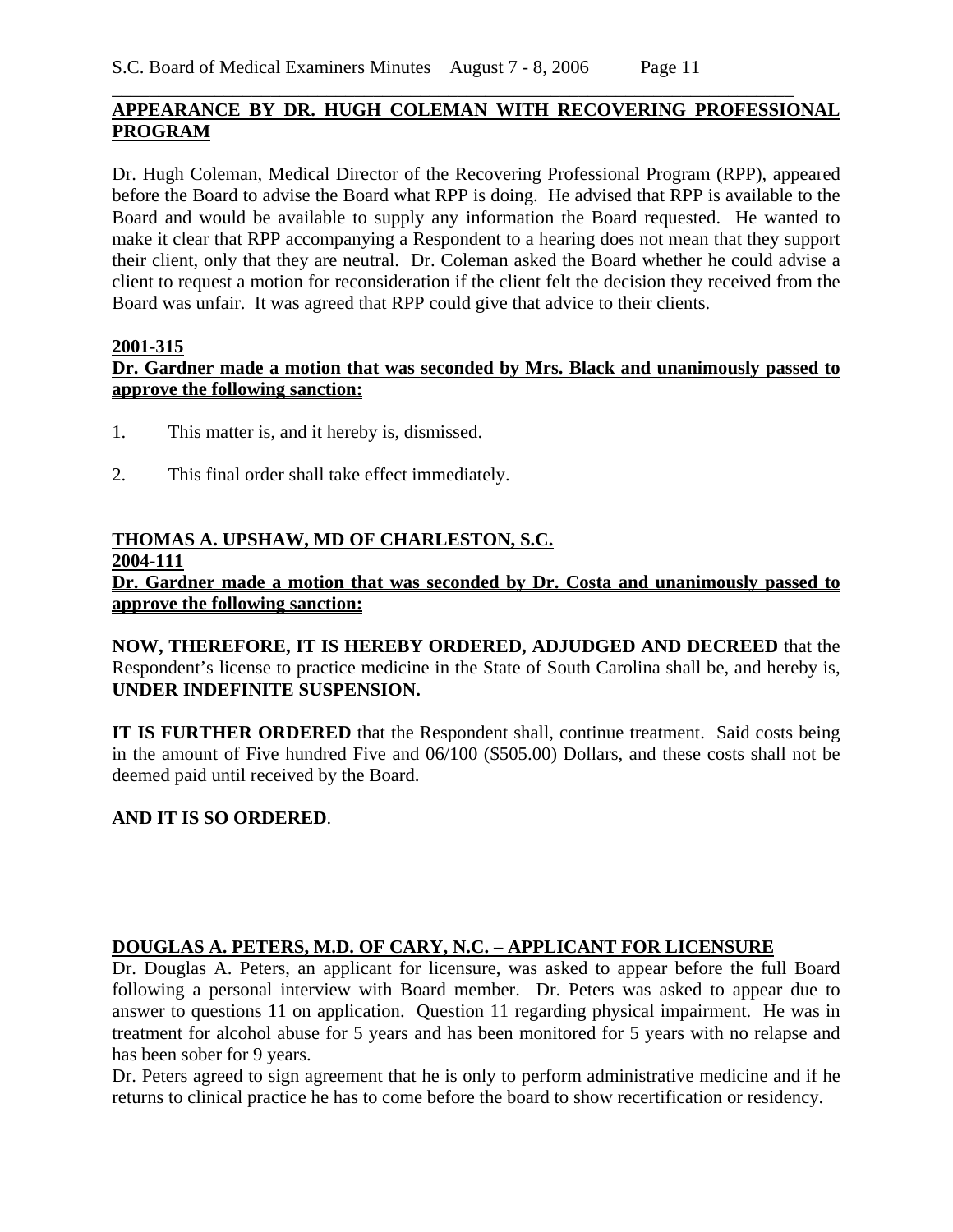**APPEARANCE BY DR. HUGH COLEMAN WITH RECOVERING PROFESSIONAL PROGRAM**

Dr. Hugh Coleman, Medical Director of the Recovering Professional Program (RPP), appeared before the Board to advise the Board what RPP is doing. He advised that RPP is available to the Board and would be available to supply any information the Board requested. He wanted to make it clear that RPP accompanying a Respondent to a hearing does not mean that they support their client, only that they are neutral. Dr. Coleman asked the Board whether he could advise a client to request a motion for reconsideration if the client felt the decision they received from the Board was unfair. It was agreed that RPP could give that advice to their clients.

**2001-315**

**Dr. Gardner made a motion that was seconded by Mrs. Black and unanimously passed to approve the following sanction:**

1. This matter is, and it hereby is, dismissed.

2. This final order shall take effect immediately.

**THOMAS A. UPSHAW, MD OF CHARLESTON, S.C.**

**2004-111**

**Dr. Gardner made a motion that was seconded by Dr. Costa and unanimously passed to approve the following sanction:**

**NOW, THEREFORE, IT IS HEREBY ORDERED, ADJUDGED AND DECREED** that the Respondent's license to practice medicine in the State of South Carolina shall be, and hereby is, **UNDER INDEFINITE SUSPENSION.**

**IT IS FURTHER ORDERED** that the Respondent shall, continue treatment. Said costs being in the amount of Five hundred Five and 06/100 ($505.00) Dollars, and these costs shall not be deemed paid until received by the Board.

**AND IT IS SO ORDERED**.

**DOUGLAS A. PETERS, M.D. OF CARY, N.C. – APPLICANT FOR LICENSURE**

Dr. Douglas A. Peters, an applicant for licensure, was asked to appear before the full Board following a personal interview with Board member. Dr. Peters was asked to appear due to answer to questions 11 on application. Question 11 regarding physical impairment. He was in treatment for alcohol abuse for 5 years and has been monitored for 5 years with no relapse and has been sober for 9 years.

Dr. Peters agreed to sign agreement that he is only to perform administrative medicine and if he returns to clinical practice he has to come before the board to show recertification or residency.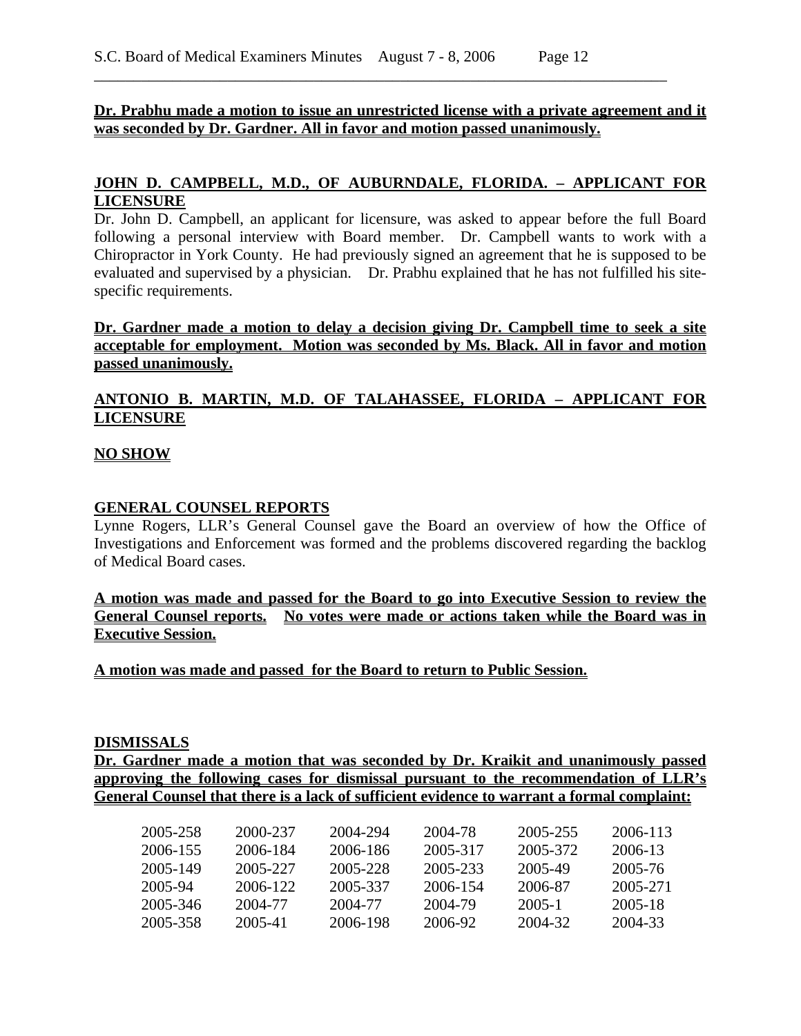**Dr. Prabhu made a motion to issue an unrestricted license with a private agreement and it was seconded by Dr. Gardner. All in favor and motion passed unanimously.**

## JOHN D. CAMPBELL, M.D., OF AUBURNDALE, FLORIDA. – APPLICANT FOR LICENSURE

Dr. John D. Campbell, an applicant for licensure, was asked to appear before the full Board following a personal interview with Board member. Dr. Campbell wants to work with a Chiropractor in York County. He had previously signed an agreement that he is supposed to be evaluated and supervised by a physician. Dr. Prabhu explained that he has not fulfilled his site-specific requirements.

**Dr. Gardner made a motion to delay a decision giving Dr. Campbell time to seek a site acceptable for employment. Motion was seconded by Ms. Black. All in favor and motion passed unanimously.**

## ANTONIO B. MARTIN, M.D. OF TALAHASSEE, FLORIDA – APPLICANT FOR LICENSURE

**NO SHOW**

## GENERAL COUNSEL REPORTS

Lynne Rogers, LLR's General Counsel gave the Board an overview of how the Office of Investigations and Enforcement was formed and the problems discovered regarding the backlog of Medical Board cases.

**A motion was made and passed for the Board to go into Executive Session to review the General Counsel reports. No votes were made or actions taken while the Board was in Executive Session.**

**A motion was made and passed for the Board to return to Public Session.**

## DISMISSALS

**Dr. Gardner made a motion that was seconded by Dr. Kraikit and unanimously passed approving the following cases for dismissal pursuant to the recommendation of LLR's General Counsel that there is a lack of sufficient evidence to warrant a formal complaint:**

| | | | | | |
|---|---|---|---|---|---|
| 2005-258 | 2000-237 | 2004-294 | 2004-78 | 2005-255 | 2006-113 |
| 2006-155 | 2006-184 | 2006-186 | 2005-317 | 2005-372 | 2006-13 |
| 2005-149 | 2005-227 | 2005-228 | 2005-233 | 2005-49 | 2005-76 |
| 2005-94 | 2006-122 | 2005-337 | 2006-154 | 2006-87 | 2005-271 |
| 2005-346 | 2004-77 | 2004-77 | 2004-79 | 2005-1 | 2005-18 |
| 2005-358 | 2005-41 | 2006-198 | 2006-92 | 2004-32 | 2004-33 |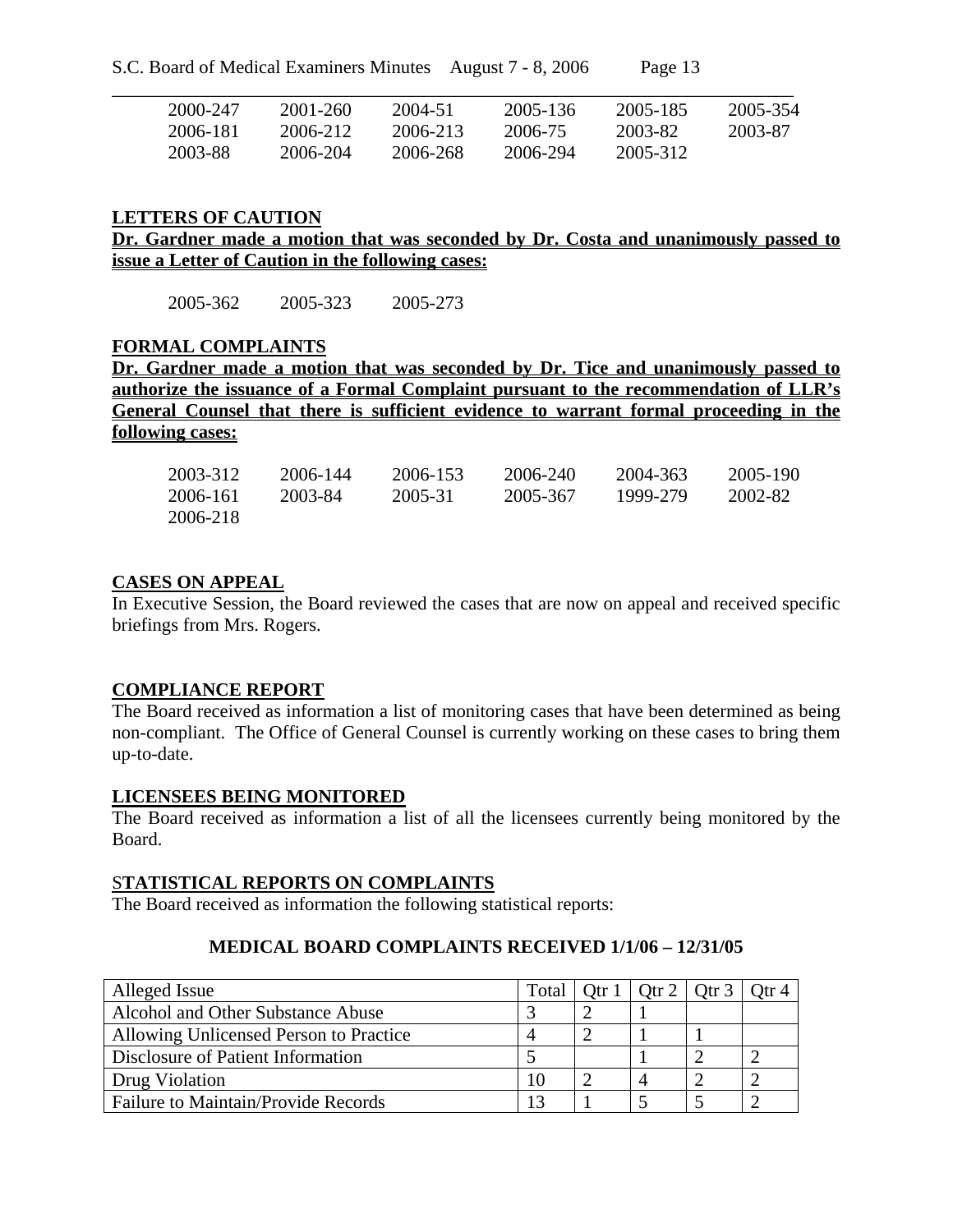| | | | | | |
|---|---|---|---|---|---|
| 2000-247 | 2001-260 | 2004-51 | 2005-136 | 2005-185 | 2005-354 |
| 2006-181 | 2006-212 | 2006-213 | 2006-75 | 2003-82 | 2003-87 |
| 2003-88 | 2006-204 | 2006-268 | 2006-294 | 2005-312 | |

## LETTERS OF CAUTION

**Dr. Gardner made a motion that was seconded by Dr. Costa and unanimously passed to issue a Letter of Caution in the following cases:**

2005-362 2005-323 2005-273

## FORMAL COMPLAINTS

**Dr. Gardner made a motion that was seconded by Dr. Tice and unanimously passed to authorize the issuance of a Formal Complaint pursuant to the recommendation of LLR's General Counsel that there is sufficient evidence to warrant formal proceeding in the following cases:**

| | | | | | |
|---|---|---|---|---|---|
| 2003-312 | 2006-144 | 2006-153 | 2006-240 | 2004-363 | 2005-190 |
| 2006-161 | 2003-84 | 2005-31 | 2005-367 | 1999-279 | 2002-82 |
| 2006-218 | | | | | |

## CASES ON APPEAL

In Executive Session, the Board reviewed the cases that are now on appeal and received specific briefings from Mrs. Rogers.

## COMPLIANCE REPORT

The Board received as information a list of monitoring cases that have been determined as being non-compliant. The Office of General Counsel is currently working on these cases to bring them up-to-date.

## LICENSEES BEING MONITORED

The Board received as information a list of all the licensees currently being monitored by the Board.

## STATISTICAL REPORTS ON COMPLAINTS

The Board received as information the following statistical reports:

**MEDICAL BOARD COMPLAINTS RECEIVED 1/1/06 – 12/31/05**

| Alleged Issue | Total | Qtr 1 | Qtr 2 | Qtr 3 | Qtr 4 |
|---|---|---|---|---|---|
| Alcohol and Other Substance Abuse | 3 | 2 | 1 | | |
| Allowing Unlicensed Person to Practice | 4 | 2 | 1 | 1 | |
| Disclosure of Patient Information | 5 | | 1 | 2 | 2 |
| Drug Violation | 10 | 2 | 4 | 2 | 2 |
| Failure to Maintain/Provide Records | 13 | 1 | 5 | 5 | 2 |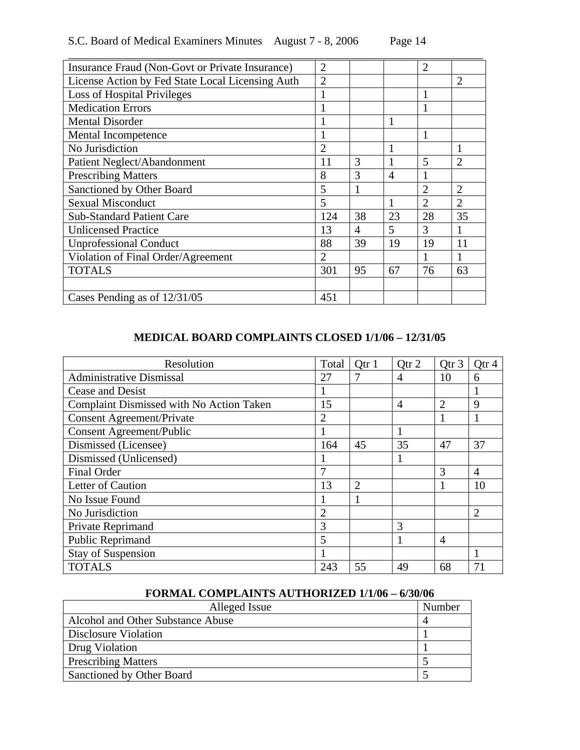| | | | | | |
|---|---|---|---|---|---|
| Insurance Fraud (Non-Govt or Private Insurance) | 2 | | | 2 | |
| License Action by Fed State Local Licensing Auth | 2 | | | | 2 |
| Loss of Hospital Privileges | 1 | | | 1 | |
| Medication Errors | 1 | | | 1 | |
| Mental Disorder | 1 | | 1 | | |
| Mental Incompetence | 1 | | | 1 | |
| No Jurisdiction | 2 | | 1 | | 1 |
| Patient Neglect/Abandonment | 11 | 3 | 1 | 5 | 2 |
| Prescribing Matters | 8 | 3 | 4 | 1 | |
| Sanctioned by Other Board | 5 | 1 | | 2 | 2 |
| Sexual Misconduct | 5 | | 1 | 2 | 2 |
| Sub-Standard Patient Care | 124 | 38 | 23 | 28 | 35 |
| Unlicensed Practice | 13 | 4 | 5 | 3 | 1 |
| Unprofessional Conduct | 88 | 39 | 19 | 19 | 11 |
| Violation of Final Order/Agreement | 2 | | | 1 | 1 |
| TOTALS | 301 | 95 | 67 | 76 | 63 |
| | | | | | |
| Cases Pending as of 12/31/05 | 451 | | | | |

**MEDICAL BOARD COMPLAINTS CLOSED 1/1/06 – 12/31/05**

| Resolution | Total | Qtr 1 | Qtr 2 | Qtr 3 | Qtr 4 |
|---|---|---|---|---|---|
| Administrative Dismissal | 27 | 7 | 4 | 10 | 6 |
| Cease and Desist | 1 | | | | 1 |
| Complaint Dismissed with No Action Taken | 15 | | 4 | 2 | 9 |
| Consent Agreement/Private | 2 | | | 1 | 1 |
| Consent Agreement/Public | 1 | | 1 | | |
| Dismissed (Licensee) | 164 | 45 | 35 | 47 | 37 |
| Dismissed (Unlicensed) | 1 | | 1 | | |
| Final Order | 7 | | | 3 | 4 |
| Letter of Caution | 13 | 2 | | 1 | 10 |
| No Issue Found | 1 | 1 | | | |
| No Jurisdiction | 2 | | | | 2 |
| Private Reprimand | 3 | | 3 | | |
| Public Reprimand | 5 | | 1 | 4 | |
| Stay of Suspension | 1 | | | | 1 |
| TOTALS | 243 | 55 | 49 | 68 | 71 |

**FORMAL COMPLAINTS AUTHORIZED 1/1/06 – 6/30/06**

| Alleged Issue | Number |
|---|---|
| Alcohol and Other Substance Abuse | 4 |
| Disclosure Violation | 1 |
| Drug Violation | 1 |
| Prescribing Matters | 5 |
| Sanctioned by Other Board | 5 |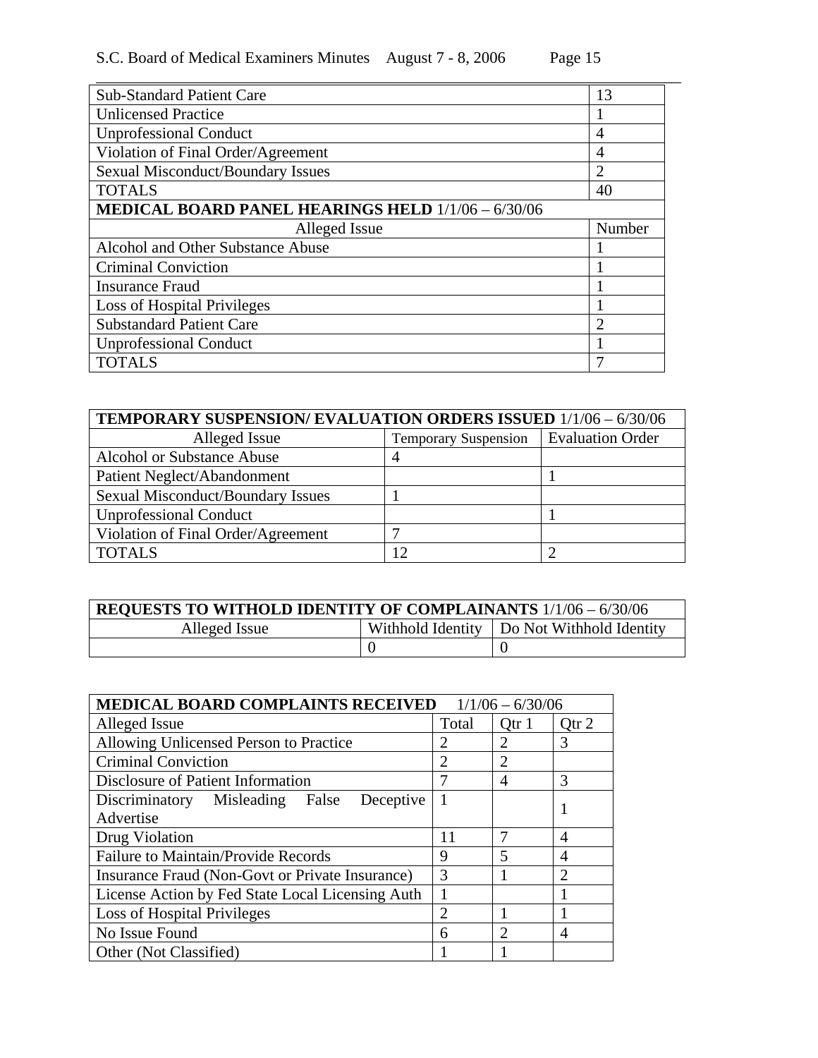| Sub-Standard Patient Care | 13 |
|---|---|
| Unlicensed Practice | 1 |
| Unprofessional Conduct | 4 |
| Violation of Final Order/Agreement | 4 |
| Sexual Misconduct/Boundary Issues | 2 |
| TOTALS | 40 |

| **MEDICAL BOARD PANEL HEARINGS HELD** 1/1/06 – 6/30/06 | |
|---|---|
| Alleged Issue | Number |
| Alcohol and Other Substance Abuse | 1 |
| Criminal Conviction | 1 |
| Insurance Fraud | 1 |
| Loss of Hospital Privileges | 1 |
| Substandard Patient Care | 2 |
| Unprofessional Conduct | 1 |
| TOTALS | 7 |

| **TEMPORARY SUSPENSION/ EVALUATION ORDERS ISSUED** 1/1/06 – 6/30/06 | | |
|---|---|---|
| Alleged Issue | Temporary Suspension | Evaluation Order |
| Alcohol or Substance Abuse | 4 | |
| Patient Neglect/Abandonment | | 1 |
| Sexual Misconduct/Boundary Issues | 1 | |
| Unprofessional Conduct | | 1 |
| Violation of Final Order/Agreement | 7 | |
| TOTALS | 12 | 2 |

| **REQUESTS TO WITHOLD IDENTITY OF COMPLAINANTS** 1/1/06 – 6/30/06 | | |
|---|---|---|
| Alleged Issue | Withhold Identity | Do Not Withhold Identity |
| | 0 | 0 |

| **MEDICAL BOARD COMPLAINTS RECEIVED** 1/1/06 – 6/30/06 | | | |
|---|---|---|---|
| Alleged Issue | Total | Qtr 1 | Qtr 2 |
| Allowing Unlicensed Person to Practice | 2 | 2 | 3 |
| Criminal Conviction | 2 | 2 | |
| Disclosure of Patient Information | 7 | 4 | 3 |
| Discriminatory Misleading False Deceptive Advertise | 1 | | 1 |
| Drug Violation | 11 | 7 | 4 |
| Failure to Maintain/Provide Records | 9 | 5 | 4 |
| Insurance Fraud (Non-Govt or Private Insurance) | 3 | 1 | 2 |
| License Action by Fed State Local Licensing Auth | 1 | | 1 |
| Loss of Hospital Privileges | 2 | 1 | 1 |
| No Issue Found | 6 | 2 | 4 |
| Other (Not Classified) | 1 | 1 | |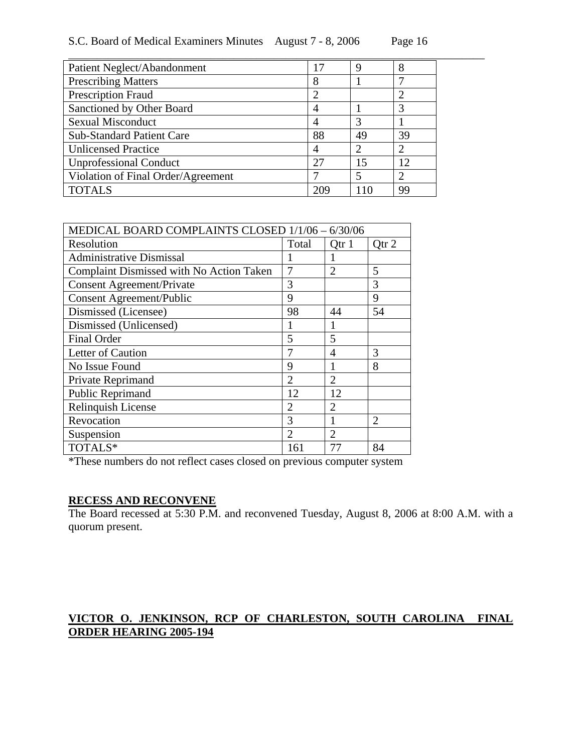| Patient Neglect/Abandonment | 17 | 9 | 8 |
|---|---|---|---|
| Prescribing Matters | 8 | 1 | 7 |
| Prescription Fraud | 2 | | 2 |
| Sanctioned by Other Board | 4 | 1 | 3 |
| Sexual Misconduct | 4 | 3 | 1 |
| Sub-Standard Patient Care | 88 | 49 | 39 |
| Unlicensed Practice | 4 | 2 | 2 |
| Unprofessional Conduct | 27 | 15 | 12 |
| Violation of Final Order/Agreement | 7 | 5 | 2 |
| TOTALS | 209 | 110 | 99 |

| MEDICAL BOARD COMPLAINTS CLOSED 1/1/06 – 6/30/06 | | | |
|---|---|---|---|
| Resolution | Total | Qtr 1 | Qtr 2 |
| Administrative Dismissal | 1 | 1 | |
| Complaint Dismissed with No Action Taken | 7 | 2 | 5 |
| Consent Agreement/Private | 3 | | 3 |
| Consent Agreement/Public | 9 | | 9 |
| Dismissed (Licensee) | 98 | 44 | 54 |
| Dismissed (Unlicensed) | 1 | 1 | |
| Final Order | 5 | 5 | |
| Letter of Caution | 7 | 4 | 3 |
| No Issue Found | 9 | 1 | 8 |
| Private Reprimand | 2 | 2 | |
| Public Reprimand | 12 | 12 | |
| Relinquish License | 2 | 2 | |
| Revocation | 3 | 1 | 2 |
| Suspension | 2 | 2 | |
| TOTALS* | 161 | 77 | 84 |

*These numbers do not reflect cases closed on previous computer system

**RECESS AND RECONVENE**

The Board recessed at 5:30 P.M. and reconvened Tuesday, August 8, 2006 at 8:00 A.M. with a quorum present.

**VICTOR O. JENKINSON, RCP OF CHARLESTON, SOUTH CAROLINA FINAL ORDER HEARING 2005-194**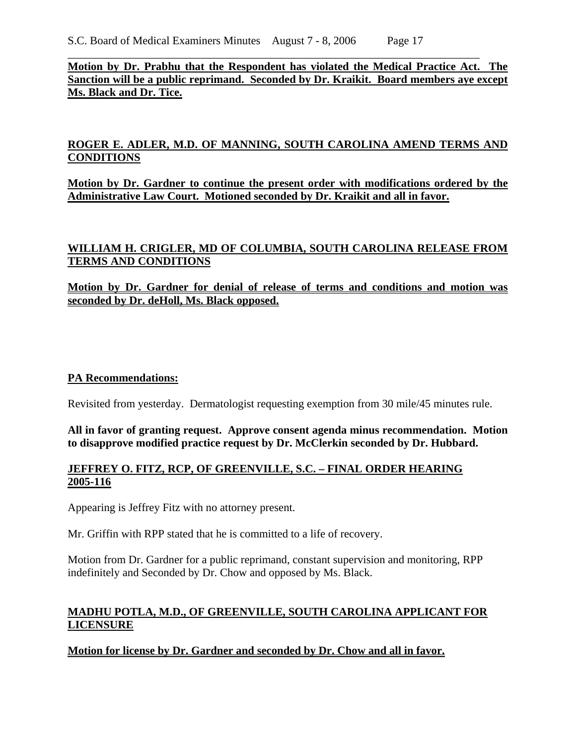**Motion by Dr. Prabhu that the Respondent has violated the Medical Practice Act. The Sanction will be a public reprimand. Seconded by Dr. Kraikit. Board members aye except Ms. Black and Dr. Tice.**

**ROGER E. ADLER, M.D. OF MANNING, SOUTH CAROLINA AMEND TERMS AND CONDITIONS**

**Motion by Dr. Gardner to continue the present order with modifications ordered by the Administrative Law Court. Motioned seconded by Dr. Kraikit and all in favor.**

**WILLIAM H. CRIGLER, MD OF COLUMBIA, SOUTH CAROLINA RELEASE FROM TERMS AND CONDITIONS**

**Motion by Dr. Gardner for denial of release of terms and conditions and motion was seconded by Dr. deHoll, Ms. Black opposed.**

**PA Recommendations:**

Revisited from yesterday. Dermatologist requesting exemption from 30 mile/45 minutes rule.

**All in favor of granting request. Approve consent agenda minus recommendation. Motion to disapprove modified practice request by Dr. McClerkin seconded by Dr. Hubbard.**

**JEFFREY O. FITZ, RCP, OF GREENVILLE, S.C. – FINAL ORDER HEARING 2005-116**

Appearing is Jeffrey Fitz with no attorney present.

Mr. Griffin with RPP stated that he is committed to a life of recovery.

Motion from Dr. Gardner for a public reprimand, constant supervision and monitoring, RPP indefinitely and Seconded by Dr. Chow and opposed by Ms. Black.

**MADHU POTLA, M.D., OF GREENVILLE, SOUTH CAROLINA APPLICANT FOR LICENSURE**

**Motion for license by Dr. Gardner and seconded by Dr. Chow and all in favor.**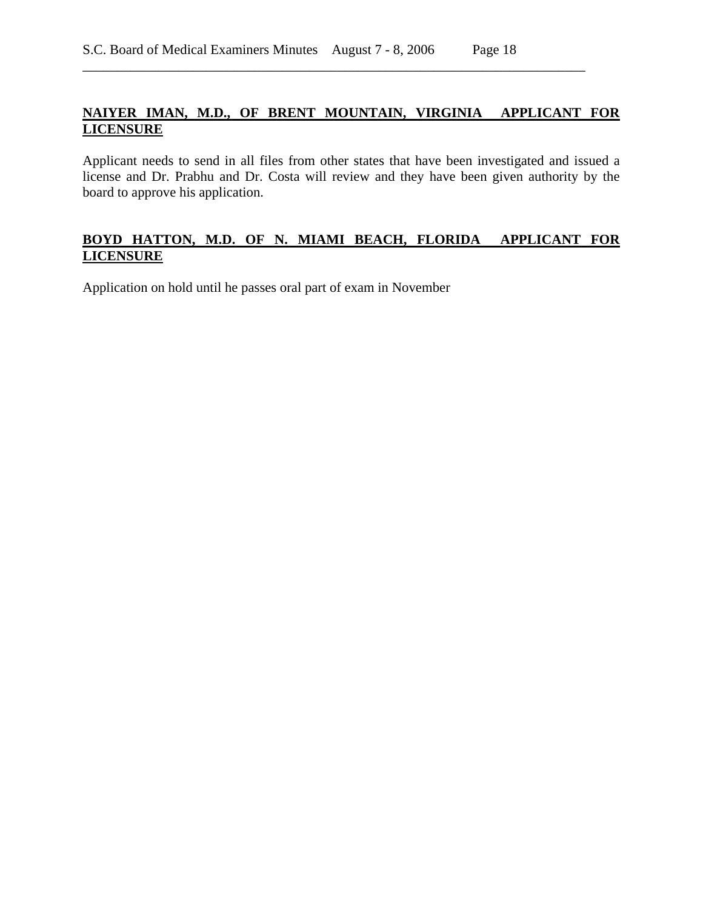**NAIYER IMAN, M.D., OF BRENT MOUNTAIN, VIRGINIA APPLICANT FOR LICENSURE**

Applicant needs to send in all files from other states that have been investigated and issued a license and Dr. Prabhu and Dr. Costa will review and they have been given authority by the board to approve his application.

**BOYD HATTON, M.D. OF N. MIAMI BEACH, FLORIDA APPLICANT FOR LICENSURE**

Application on hold until he passes oral part of exam in November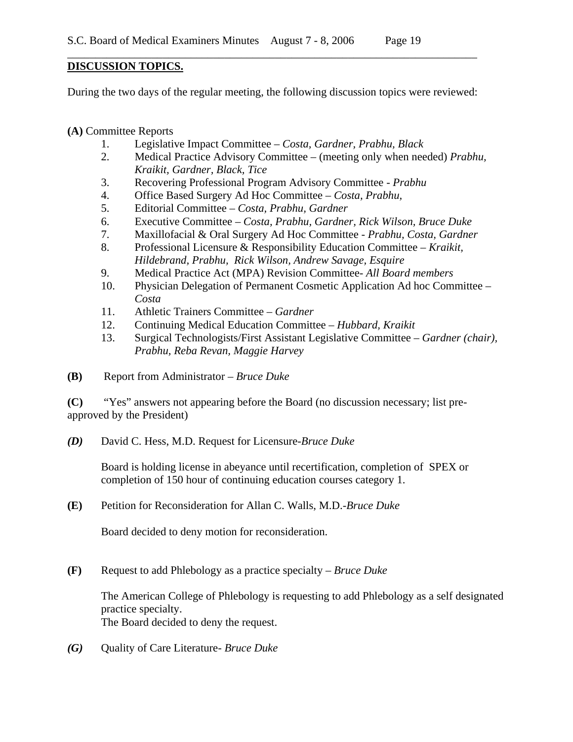**DISCUSSION TOPICS.**

During the two days of the regular meeting, the following discussion topics were reviewed:

**(A)** Committee Reports

1. Legislative Impact Committee – *Costa, Gardner, Prabhu, Black*
2. Medical Practice Advisory Committee – (meeting only when needed) *Prabhu, Kraikit, Gardner, Black, Tice*
3. Recovering Professional Program Advisory Committee - *Prabhu*
4. Office Based Surgery Ad Hoc Committee – *Costa, Prabhu,*
5. Editorial Committee – *Costa, Prabhu, Gardner*
6. Executive Committee – *Costa, Prabhu, Gardner, Rick Wilson, Bruce Duke*
7. Maxillofacial & Oral Surgery Ad Hoc Committee - *Prabhu, Costa, Gardner*
8. Professional Licensure & Responsibility Education Committee – *Kraikit, Hildebrand, Prabhu, Rick Wilson, Andrew Savage, Esquire*
9. Medical Practice Act (MPA) Revision Committee- *All Board members*
10. Physician Delegation of Permanent Cosmetic Application Ad hoc Committee – *Costa*
11. Athletic Trainers Committee – *Gardner*
12. Continuing Medical Education Committee – *Hubbard, Kraikit*
13. Surgical Technologists/First Assistant Legislative Committee – *Gardner (chair), Prabhu, Reba Revan, Maggie Harvey*

**(B)** Report from Administrator – *Bruce Duke*

**(C)** "Yes" answers not appearing before the Board (no discussion necessary; list pre-approved by the President)

***(D)*** David C. Hess, M.D. Request for Licensure-*Bruce Duke*

Board is holding license in abeyance until recertification, completion of SPEX or completion of 150 hour of continuing education courses category 1.

**(E)** Petition for Reconsideration for Allan C. Walls, M.D.-*Bruce Duke*

Board decided to deny motion for reconsideration.

**(F)** Request to add Phlebology as a practice specialty – *Bruce Duke*

The American College of Phlebology is requesting to add Phlebology as a self designated practice specialty.
The Board decided to deny the request.

***(G)*** Quality of Care Literature- *Bruce Duke*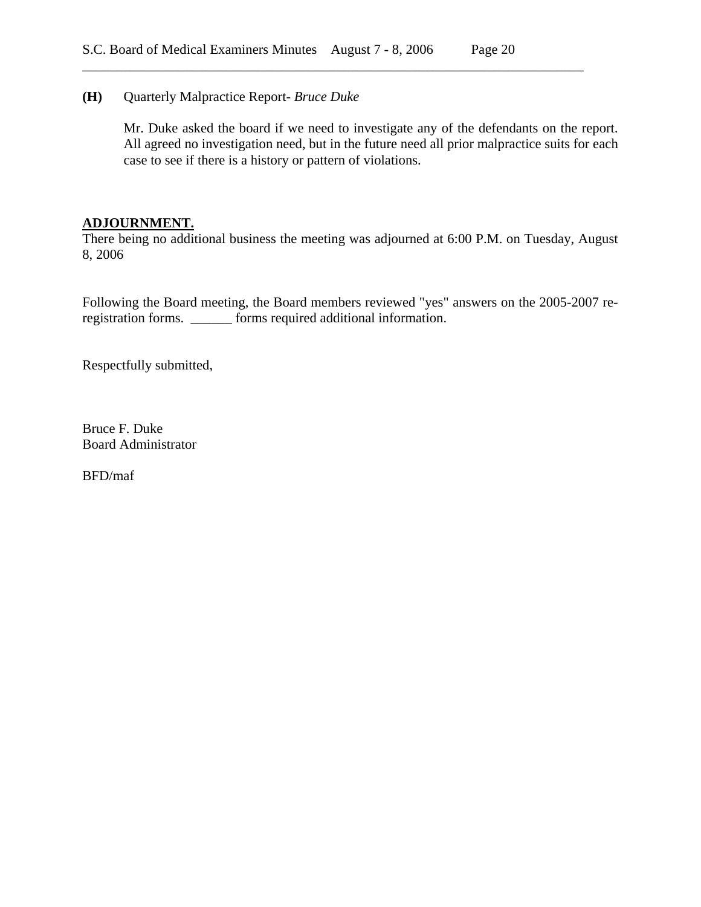**(H)** Quarterly Malpractice Report- *Bruce Duke*

Mr. Duke asked the board if we need to investigate any of the defendants on the report. All agreed no investigation need, but in the future need all prior malpractice suits for each case to see if there is a history or pattern of violations.

**ADJOURNMENT.**

There being no additional business the meeting was adjourned at 6:00 P.M. on Tuesday, August 8, 2006

Following the Board meeting, the Board members reviewed "yes" answers on the 2005-2007 re-registration forms. ______ forms required additional information.

Respectfully submitted,

Bruce F. Duke
Board Administrator

BFD/maf